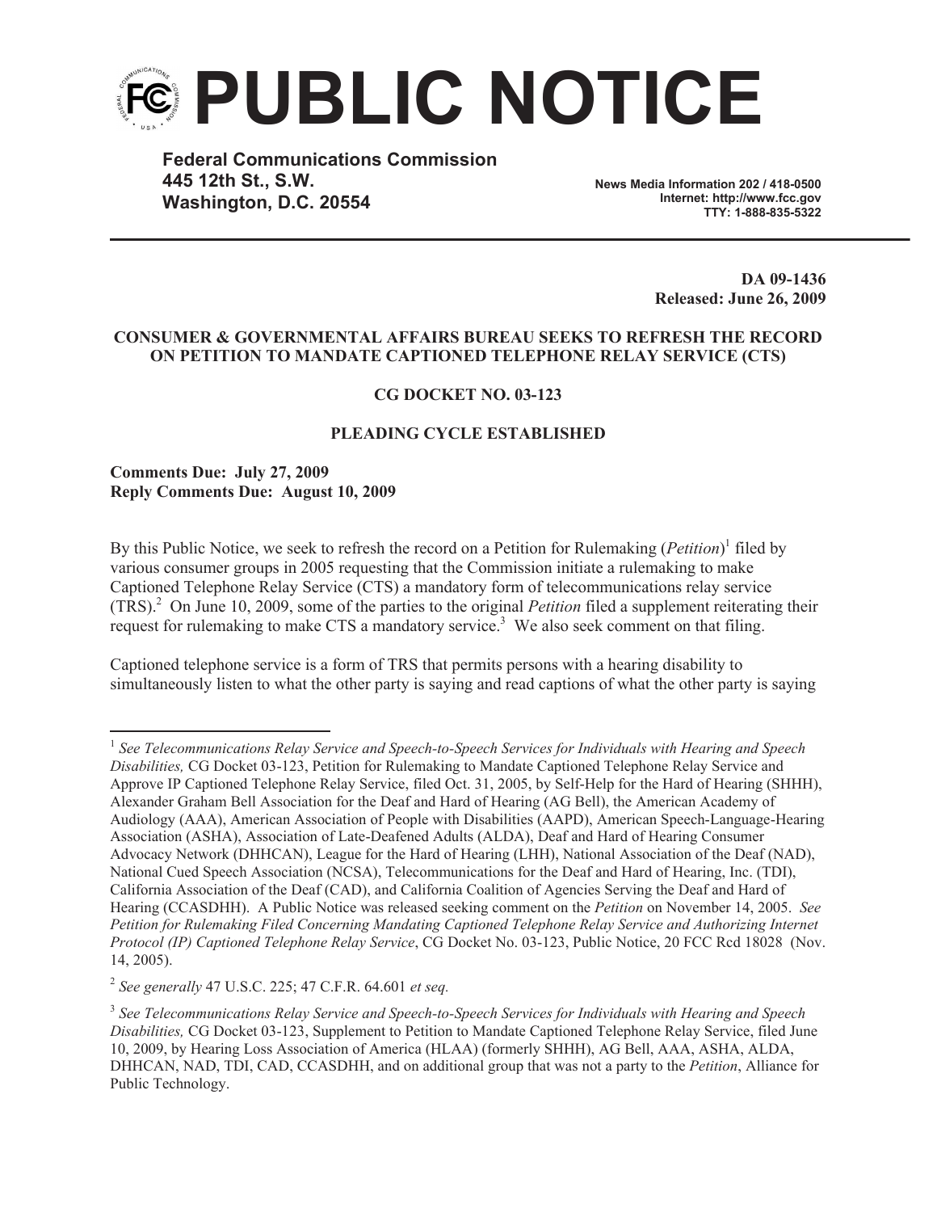# PUBLIC NOTICE

**Federal Communications Commission**
**445 12th St., S.W.**
**Washington, D.C. 20554**

**News Media Information 202 / 418-0500**
**Internet: http://www.fcc.gov**
**TTY: 1-888-835-5322**

**DA 09-1436**
**Released: June 26, 2009**

**CONSUMER & GOVERNMENTAL AFFAIRS BUREAU SEEKS TO REFRESH THE RECORD ON PETITION TO MANDATE CAPTIONED TELEPHONE RELAY SERVICE (CTS)**

**CG DOCKET NO. 03-123**

**PLEADING CYCLE ESTABLISHED**

**Comments Due: July 27, 2009**
**Reply Comments Due: August 10, 2009**

By this Public Notice, we seek to refresh the record on a Petition for Rulemaking (*Petition*)[1] filed by various consumer groups in 2005 requesting that the Commission initiate a rulemaking to make Captioned Telephone Relay Service (CTS) a mandatory form of telecommunications relay service (TRS).[2] On June 10, 2009, some of the parties to the original *Petition* filed a supplement reiterating their request for rulemaking to make CTS a mandatory service.[3] We also seek comment on that filing.

Captioned telephone service is a form of TRS that permits persons with a hearing disability to simultaneously listen to what the other party is saying and read captions of what the other party is saying

---

[1] *See Telecommunications Relay Service and Speech-to-Speech Services for Individuals with Hearing and Speech Disabilities,* CG Docket 03-123, Petition for Rulemaking to Mandate Captioned Telephone Relay Service and Approve IP Captioned Telephone Relay Service, filed Oct. 31, 2005, by Self-Help for the Hard of Hearing (SHHH), Alexander Graham Bell Association for the Deaf and Hard of Hearing (AG Bell), the American Academy of Audiology (AAA), American Association of People with Disabilities (AAPD), American Speech-Language-Hearing Association (ASHA), Association of Late-Deafened Adults (ALDA), Deaf and Hard of Hearing Consumer Advocacy Network (DHHCAN), League for the Hard of Hearing (LHH), National Association of the Deaf (NAD), National Cued Speech Association (NCSA), Telecommunications for the Deaf and Hard of Hearing, Inc. (TDI), California Association of the Deaf (CAD), and California Coalition of Agencies Serving the Deaf and Hard of Hearing (CCASDHH). A Public Notice was released seeking comment on the *Petition* on November 14, 2005. *See Petition for Rulemaking Filed Concerning Mandating Captioned Telephone Relay Service and Authorizing Internet Protocol (IP) Captioned Telephone Relay Service*, CG Docket No. 03-123, Public Notice, 20 FCC Rcd 18028 (Nov. 14, 2005).

[2] *See generally* 47 U.S.C. 225; 47 C.F.R. 64.601 *et seq.*

[3] *See Telecommunications Relay Service and Speech-to-Speech Services for Individuals with Hearing and Speech Disabilities,* CG Docket 03-123, Supplement to Petition to Mandate Captioned Telephone Relay Service, filed June 10, 2009, by Hearing Loss Association of America (HLAA) (formerly SHHH), AG Bell, AAA, ASHA, ALDA, DHHCAN, NAD, TDI, CAD, CCASDHH, and on additional group that was not a party to the *Petition*, Alliance for Public Technology.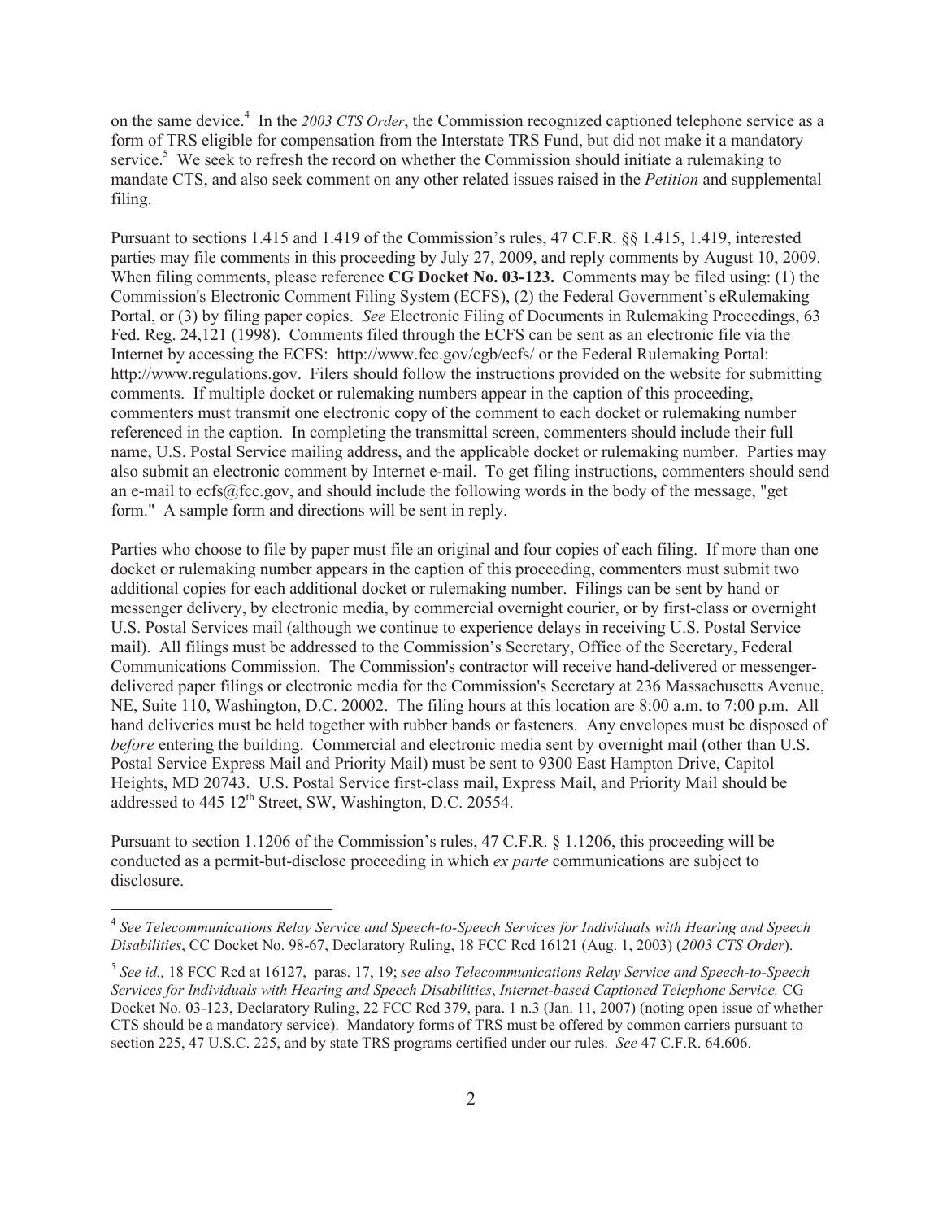on the same device.[4] In the *2003 CTS Order*, the Commission recognized captioned telephone service as a form of TRS eligible for compensation from the Interstate TRS Fund, but did not make it a mandatory service.[5] We seek to refresh the record on whether the Commission should initiate a rulemaking to mandate CTS, and also seek comment on any other related issues raised in the *Petition* and supplemental filing.

Pursuant to sections 1.415 and 1.419 of the Commission's rules, 47 C.F.R. §§ 1.415, 1.419, interested parties may file comments in this proceeding by July 27, 2009, and reply comments by August 10, 2009. When filing comments, please reference **CG Docket No. 03-123.** Comments may be filed using: (1) the Commission's Electronic Comment Filing System (ECFS), (2) the Federal Government's eRulemaking Portal, or (3) by filing paper copies. *See* Electronic Filing of Documents in Rulemaking Proceedings, 63 Fed. Reg. 24,121 (1998). Comments filed through the ECFS can be sent as an electronic file via the Internet by accessing the ECFS: http://www.fcc.gov/cgb/ecfs/ or the Federal Rulemaking Portal: http://www.regulations.gov. Filers should follow the instructions provided on the website for submitting comments. If multiple docket or rulemaking numbers appear in the caption of this proceeding, commenters must transmit one electronic copy of the comment to each docket or rulemaking number referenced in the caption. In completing the transmittal screen, commenters should include their full name, U.S. Postal Service mailing address, and the applicable docket or rulemaking number. Parties may also submit an electronic comment by Internet e-mail. To get filing instructions, commenters should send an e-mail to ecfs@fcc.gov, and should include the following words in the body of the message, "get form." A sample form and directions will be sent in reply.

Parties who choose to file by paper must file an original and four copies of each filing. If more than one docket or rulemaking number appears in the caption of this proceeding, commenters must submit two additional copies for each additional docket or rulemaking number. Filings can be sent by hand or messenger delivery, by electronic media, by commercial overnight courier, or by first-class or overnight U.S. Postal Services mail (although we continue to experience delays in receiving U.S. Postal Service mail). All filings must be addressed to the Commission's Secretary, Office of the Secretary, Federal Communications Commission. The Commission's contractor will receive hand-delivered or messenger-delivered paper filings or electronic media for the Commission's Secretary at 236 Massachusetts Avenue, NE, Suite 110, Washington, D.C. 20002. The filing hours at this location are 8:00 a.m. to 7:00 p.m. All hand deliveries must be held together with rubber bands or fasteners. Any envelopes must be disposed of *before* entering the building. Commercial and electronic media sent by overnight mail (other than U.S. Postal Service Express Mail and Priority Mail) must be sent to 9300 East Hampton Drive, Capitol Heights, MD 20743. U.S. Postal Service first-class mail, Express Mail, and Priority Mail should be addressed to 445 12th Street, SW, Washington, D.C. 20554.

Pursuant to section 1.1206 of the Commission's rules, 47 C.F.R. § 1.1206, this proceeding will be conducted as a permit-but-disclose proceeding in which *ex parte* communications are subject to disclosure.

---

[4] *See Telecommunications Relay Service and Speech-to-Speech Services for Individuals with Hearing and Speech Disabilities*, CC Docket No. 98-67, Declaratory Ruling, 18 FCC Rcd 16121 (Aug. 1, 2003) (*2003 CTS Order*).

[5] *See id.,* 18 FCC Rcd at 16127, paras. 17, 19; *see also Telecommunications Relay Service and Speech-to-Speech Services for Individuals with Hearing and Speech Disabilities*, *Internet-based Captioned Telephone Service,* CG Docket No. 03-123, Declaratory Ruling, 22 FCC Rcd 379, para. 1 n.3 (Jan. 11, 2007) (noting open issue of whether CTS should be a mandatory service). Mandatory forms of TRS must be offered by common carriers pursuant to section 225, 47 U.S.C. 225, and by state TRS programs certified under our rules. *See* 47 C.F.R. 64.606.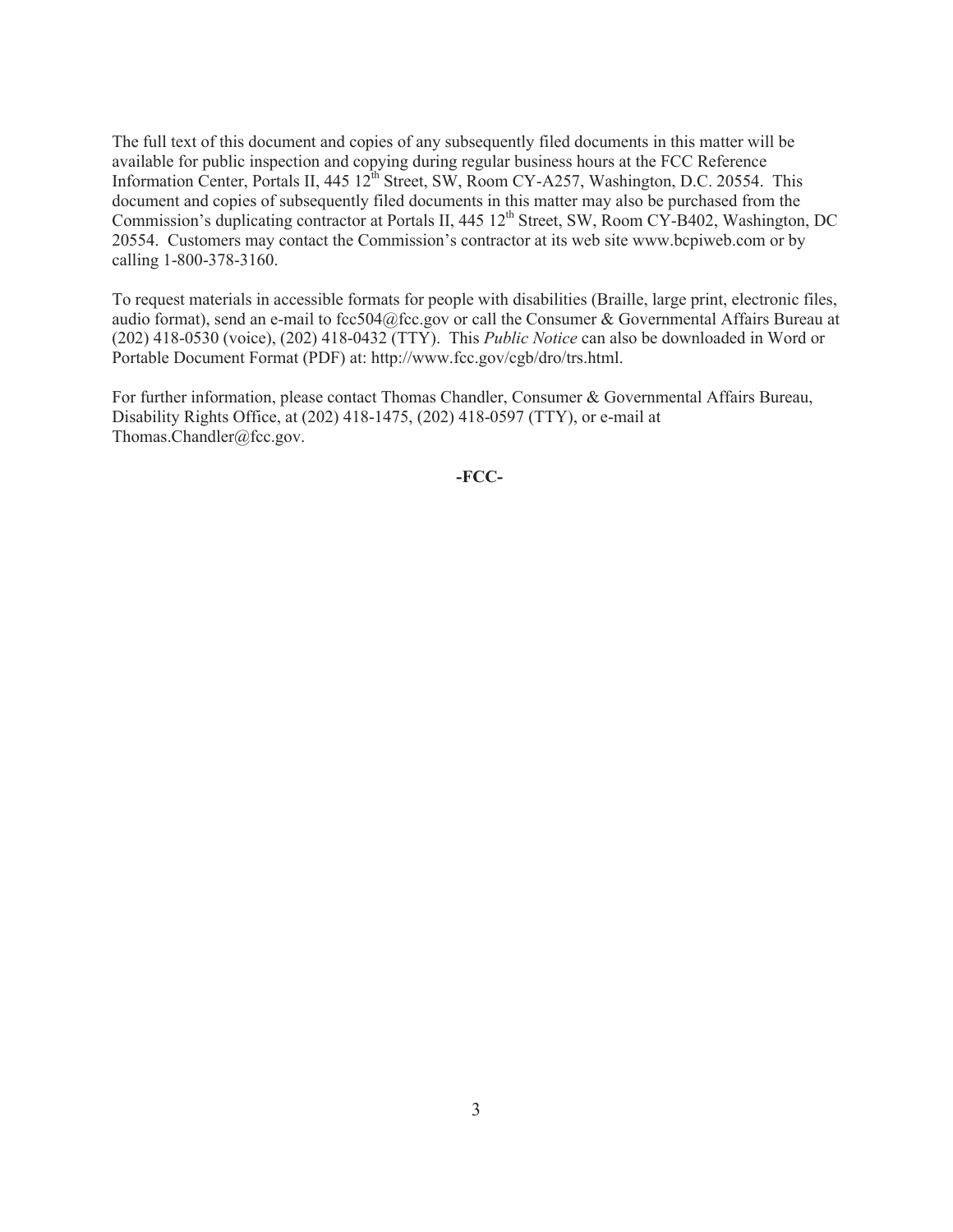The full text of this document and copies of any subsequently filed documents in this matter will be available for public inspection and copying during regular business hours at the FCC Reference Information Center, Portals II, 445 12th Street, SW, Room CY-A257, Washington, D.C. 20554. This document and copies of subsequently filed documents in this matter may also be purchased from the Commission's duplicating contractor at Portals II, 445 12th Street, SW, Room CY-B402, Washington, DC 20554. Customers may contact the Commission's contractor at its web site www.bcpiweb.com or by calling 1-800-378-3160.

To request materials in accessible formats for people with disabilities (Braille, large print, electronic files, audio format), send an e-mail to fcc504@fcc.gov or call the Consumer & Governmental Affairs Bureau at (202) 418-0530 (voice), (202) 418-0432 (TTY). This *Public Notice* can also be downloaded in Word or Portable Document Format (PDF) at: http://www.fcc.gov/cgb/dro/trs.html.

For further information, please contact Thomas Chandler, Consumer & Governmental Affairs Bureau, Disability Rights Office, at (202) 418-1475, (202) 418-0597 (TTY), or e-mail at Thomas.Chandler@fcc.gov.

**-FCC-**